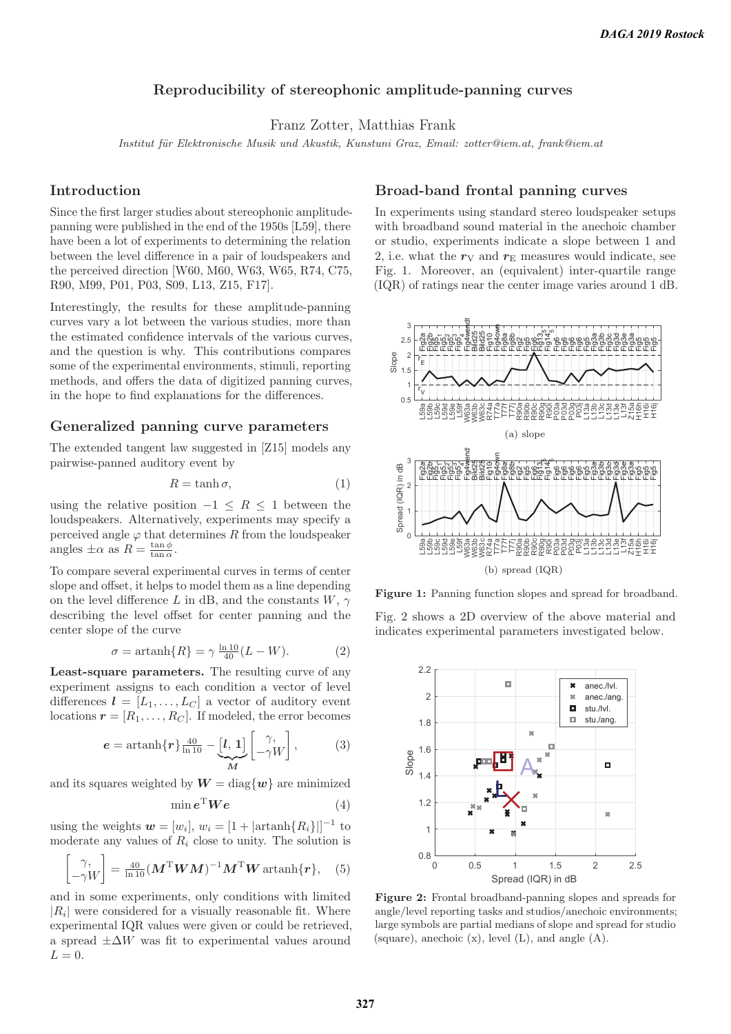## Reproducibility of stereophonic amplitude-panning curves

Franz Zotter, Matthias Frank

*Institut für Elektronische Musik und Akustik, Kunstuni Graz, Email: zotter@iem.at, frank@iem.at*

## Introduction

Since the first larger studies about stereophonic amplitude-panning were published in the end of the 1950s [L59], there have been a lot of experiments to determining the relation between the level difference in a pair of loudspeakers and the perceived direction [W60, M60, W63, W65, R74, C75, R90, M99, P01, P03, S09, L13, Z15, F17].

Interestingly, the results for these amplitude-panning curves vary a lot between the various studies, more than the estimated confidence intervals of the various curves, and the question is why. This contributions compares some of the experimental environments, stimuli, reporting methods, and offers the data of digitized panning curves, in the hope to find explanations for the differences.

## Generalized panning curve parameters

The extended tangent law suggested in [Z15] models any pairwise-panned auditory event by

$$R = \tanh \sigma, \tag{1}$$

using the relative position $-1 \leq R \leq 1$ between the loudspeakers. Alternatively, experiments may specify a perceived angle $\varphi$ that determines $R$ from the loudspeaker angles $\pm\alpha$ as $R = \frac{\tan\phi}{\tan\alpha}$.

To compare several experimental curves in terms of center slope and offset, it helps to model them as a line depending on the level difference $L$ in dB, and the constants $W$, $\gamma$ describing the level offset for center panning and the center slope of the curve

$$\sigma = \operatorname{artanh}\{R\} = \gamma \, \tfrac{\ln 10}{40}(L - W). \tag{2}$$

**Least-square parameters.** The resulting curve of any experiment assigns to each condition a vector of level differences $\boldsymbol{l} = [L_1, \ldots, L_C]$ a vector of auditory event locations $\boldsymbol{r} = [R_1, \ldots, R_C]$. If modeled, the error becomes

$$\boldsymbol{e} = \operatorname{artanh}\{\boldsymbol{r}\} \tfrac{40}{\ln 10} - \underbrace{[\boldsymbol{l}, \boldsymbol{1}]}_{\boldsymbol{M}} \begin{bmatrix} \gamma, \\ -\gamma W \end{bmatrix}, \tag{3}$$

and its squares weighted by $\boldsymbol{W} = \operatorname{diag}\{\boldsymbol{w}\}$ are minimized

$$\min \boldsymbol{e}^{\mathrm{T}} \boldsymbol{W} \boldsymbol{e} \tag{4}$$

using the weights $\boldsymbol{w} = [w_i]$, $w_i = [1 + |\operatorname{artanh}\{R_i\}|]^{-1}$ to moderate any values of $R_i$ close to unity. The solution is

$$\begin{bmatrix} \gamma, \\ -\gamma W \end{bmatrix} = \tfrac{40}{\ln 10} (\boldsymbol{M}^{\mathrm{T}} \boldsymbol{W} \boldsymbol{M})^{-1} \boldsymbol{M}^{\mathrm{T}} \boldsymbol{W} \operatorname{artanh}\{\boldsymbol{r}\}, \tag{5}$$

and in some experiments, only conditions with limited $|R_i|$ were considered for a visually reasonable fit. Where experimental IQR values were given or could be retrieved, a spread $\pm\Delta W$ was fit to experimental values around $L = 0$.

## Broad-band frontal panning curves

In experiments using standard stereo loudspeaker setups with broadband sound material in the anechoic chamber or studio, experiments indicate a slope between 1 and 2, i.e. what the $\boldsymbol{r}_{\mathrm{V}}$ and $\boldsymbol{r}_{\mathrm{E}}$ measures would indicate, see Fig. 1. Moreover, an (equivalent) inter-quartile range (IQR) of ratings near the center image varies around 1 dB.

(a) slope

(b) spread (IQR)

**Figure 1:** Panning function slopes and spread for broadband.

Fig. 2 shows a 2D overview of the above material and indicates experimental parameters investigated below.

**Figure 2:** Frontal broadband-panning slopes and spreads for angle/level reporting tasks and studios/anechoic environments; large symbols are partial medians of slope and spread for studio (square), anechoic (x), level (L), and angle (A).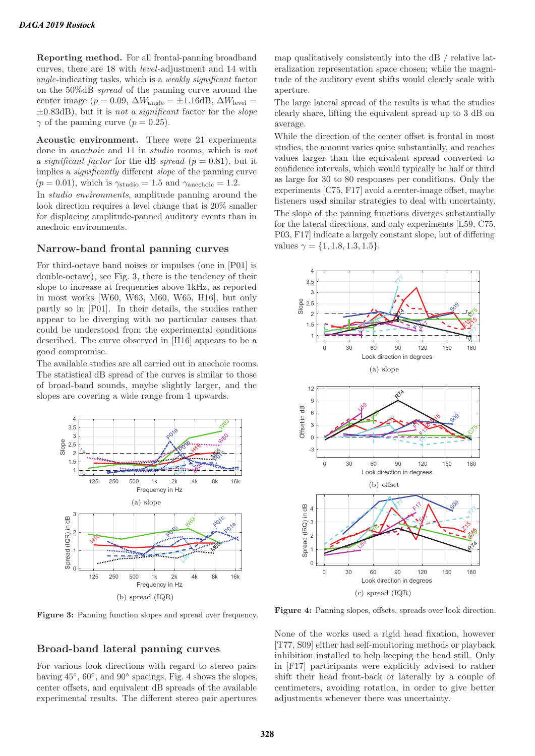**Reporting method.** For all frontal-panning broadband curves, there are 18 with *level*-adjustment and 14 with *angle*-indicating tasks, which is a *weakly significant* factor on the 50%dB *spread* of the panning curve around the center image ($p = 0.09$, $\Delta W_{\mathrm{angle}} = \pm 1.16$dB, $\Delta W_{\mathrm{level}} = \pm 0.83$dB), but it is *not a significant* factor for the *slope* $\gamma$ of the panning curve ($p = 0.25$).

**Acoustic environment.** There were 21 experiments done in *anechoic* and 11 in *studio* rooms, which is *not a significant factor* for the dB *spread* ($p = 0.81$), but it implies a *significantly* different *slope* of the panning curve ($p = 0.01$), which is $\gamma_{\mathrm{studio}} = 1.5$ and $\gamma_{\mathrm{anechoic}} = 1.2$.

In *studio environments*, amplitude panning around the look direction requires a level change that is 20% smaller for displacing amplitude-panned auditory events than in anechoic environments.

## Narrow-band frontal panning curves

For third-octave band noises or impulses (one in [P01] is double-octave), see Fig. 3, there is the tendency of their slope to increase at frequencies above 1kHz, as reported in most works [W60, W63, M60, W65, H16], but only partly so in [P01]. In their details, the studies rather appear to be diverging with no particular causes that could be understood from the experimental conditions described. The curve observed in [H16] appears to be a good compromise.

The available studies are all carried out in anechoic rooms. The statistical dB spread of the curves is similar to those of broad-band sounds, maybe slightly larger, and the slopes are covering a wide range from 1 upwards.

(a) slope

(b) spread (IQR)

**Figure 3:** Panning function slopes and spread over frequency.

## Broad-band lateral panning curves

For various look directions with regard to stereo pairs having 45°, 60°, and 90° spacings, Fig. 4 shows the slopes, center offsets, and equivalent dB spreads of the available experimental results. The different stereo pair apertures map qualitatively consistently into the dB / relative lateralization representation space chosen; while the magnitude of the auditory event shifts would clearly scale with aperture.

The large lateral spread of the results is what the studies clearly share, lifting the equivalent spread up to 3 dB on average.

While the direction of the center offset is frontal in most studies, the amount varies quite substantially, and reaches values larger than the equivalent spread converted to confidence intervals, which would typically be half or third as large for 30 to 80 responses per conditions. Only the experiments [C75, F17] avoid a center-image offset, maybe listeners used similar strategies to deal with uncertainty.

The slope of the panning functions diverges substantially for the lateral directions, and only experiments [L59, C75, P03, F17] indicate a largely constant slope, but of differing values $\gamma = \{1, 1.8, 1.3, 1.5\}$.

(a) slope

(b) offset

(c) spread (IQR)

**Figure 4:** Panning slopes, offsets, spreads over look direction.

None of the works used a rigid head fixation, however [T77, S09] either had self-monitoring methods or playback inhibition installed to help keeping the head still. Only in [F17] participants were explicitly advised to rather shift their head front-back or laterally by a couple of centimeters, avoiding rotation, in order to give better adjustments whenever there was uncertainty.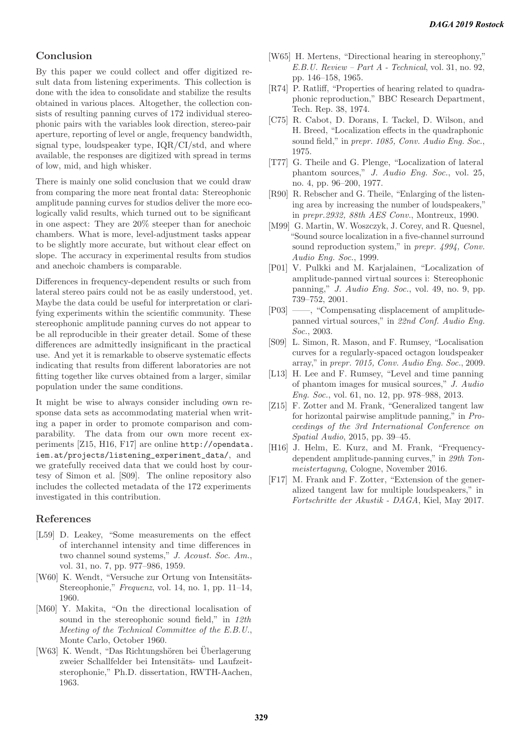## Conclusion

By this paper we could collect and offer digitized result data from listening experiments. This collection is done with the idea to consolidate and stabilize the results obtained in various places. Altogether, the collection consists of resulting panning curves of 172 individual stereophonic pairs with the variables look direction, stereo-pair aperture, reporting of level or angle, frequency bandwidth, signal type, loudspeaker type, IQR/CI/std, and where available, the responses are digitized with spread in terms of low, mid, and high whisker.

There is mainly one solid conclusion that we could draw from comparing the more neat frontal data: Stereophonic amplitude panning curves for studios deliver the more ecologically valid results, which turned out to be significant in one aspect: They are 20% steeper than for anechoic chambers. What is more, level-adjustment tasks appear to be slightly more accurate, but without clear effect on slope. The accuracy in experimental results from studios and anechoic chambers is comparable.

Differences in frequency-dependent results or such from lateral stereo pairs could not be as easily understood, yet. Maybe the data could be useful for interpretation or clarifying experiments within the scientific community. These stereophonic amplitude panning curves do not appear to be all reproducible in their greater detail. Some of these differences are admittedly insignificant in the practical use. And yet it is remarkable to observe systematic effects indicating that results from different laboratories are not fitting together like curves obtained from a larger, similar population under the same conditions.

It might be wise to always consider including own response data sets as accommodating material when writing a paper in order to promote comparison and comparability. The data from our own more recent experiments [Z15, H16, F17] are online `http://opendata.iem.at/projects/listening_experiment_data/`, and we gratefully received data that we could host by courtesy of Simon et al. [S09]. The online repository also includes the collected metadata of the 172 experiments investigated in this contribution.

## References

[L59] D. Leakey, "Some measurements on the effect of interchannel intensity and time differences in two channel sound systems," *J. Acoust. Soc. Am.*, vol. 31, no. 7, pp. 977–986, 1959.

[W60] K. Wendt, "Versuche zur Ortung von Intensitäts-Stereophonie," *Frequenz*, vol. 14, no. 1, pp. 11–14, 1960.

[M60] Y. Makita, "On the directional localisation of sound in the stereophonic sound field," in *12th Meeting of the Technical Committee of the E.B.U.*, Monte Carlo, October 1960.

[W63] K. Wendt, "Das Richtungshören bei Überlagerung zweier Schallfelder bei Intensitäts- und Laufzeitsterophonie," Ph.D. dissertation, RWTH-Aachen, 1963.

[W65] H. Mertens, "Directional hearing in stereophony," *E.B.U. Review – Part A - Technical*, vol. 31, no. 92, pp. 146–158, 1965.

[R74] P. Ratliff, "Properties of hearing related to quadraphonic reproduction," BBC Research Department, Tech. Rep. 38, 1974.

[C75] R. Cabot, D. Dorans, I. Tackel, D. Wilson, and H. Breed, "Localization effects in the quadraphonic sound field," in *prepr. 1085, Conv. Audio Eng. Soc.*, 1975.

[T77] G. Theile and G. Plenge, "Localization of lateral phantom sources," *J. Audio Eng. Soc.*, vol. 25, no. 4, pp. 96–200, 1977.

[R90] R. Rebscher and G. Theile, "Enlarging of the listening area by increasing the number of loudspeakers," in *prepr.2932, 88th AES Conv.*, Montreux, 1990.

[M99] G. Martin, W. Woszczyk, J. Corey, and R. Quesnel, "Sound source localization in a five-channel surround sound reproduction system," in *prepr. 4994, Conv. Audio Eng. Soc.*, 1999.

[P01] V. Pulkki and M. Karjalainen, "Localization of amplitude-panned virtual sources i: Stereophonic panning," *J. Audio Eng. Soc.*, vol. 49, no. 9, pp. 739–752, 2001.

[P03] ——, "Compensating displacement of amplitude-panned virtual sources," in *22nd Conf. Audio Eng. Soc.*, 2003.

[S09] L. Simon, R. Mason, and F. Rumsey, "Localisation curves for a regularly-spaced octagon loudspeaker array," in *prepr. 7015, Conv. Audio Eng. Soc.*, 2009.

[L13] H. Lee and F. Rumsey, "Level and time panning of phantom images for musical sources," *J. Audio Eng. Soc.*, vol. 61, no. 12, pp. 978–988, 2013.

[Z15] F. Zotter and M. Frank, "Generalized tangent law for horizontal pairwise amplitude panning," in *Proceedings of the 3rd International Conference on Spatial Audio*, 2015, pp. 39–45.

[H16] J. Helm, E. Kurz, and M. Frank, "Frequency-dependent amplitude-panning curves," in *29th Tonmeistertagung*, Cologne, November 2016.

[F17] M. Frank and F. Zotter, "Extension of the generalized tangent law for multiple loudspeakers," in *Fortschritte der Akustik - DAGA*, Kiel, May 2017.